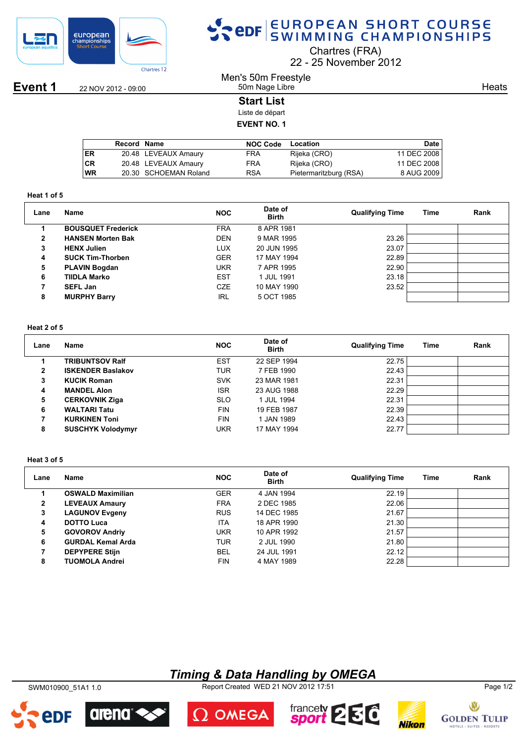# EUROPEAN SHORT COURSE SWIMMING CHAMPIONSHIPS

Chartres (FRA)
22 - 25 November 2012

**Event 1** 22 NOV 2012 - 09:00

Men's 50m Freestyle
50m Nage Libre

Heats

## Start List

Liste de départ

**EVENT NO. 1**

| | Record | Name | NOC Code | Location | Date |
|---|---|---|---|---|---|
| ER | 20.48 | LEVEAUX Amaury | FRA | Rijeka (CRO) | 11 DEC 2008 |
| CR | 20.48 | LEVEAUX Amaury | FRA | Rijeka (CRO) | 11 DEC 2008 |
| WR | 20.30 | SCHOEMAN Roland | RSA | Pietermaritzburg (RSA) | 8 AUG 2009 |

### Heat 1 of 5

| Lane | Name | NOC | Date of Birth | Qualifying Time | Time | Rank |
|---|---|---|---|---|---|---|
| 1 | **BOUSQUET Frederick** | FRA | 8 APR 1981 | | | |
| 2 | **HANSEN Morten Bak** | DEN | 9 MAR 1995 | 23.26 | | |
| 3 | **HENX Julien** | LUX | 20 JUN 1995 | 23.07 | | |
| 4 | **SUCK Tim-Thorben** | GER | 17 MAY 1994 | 22.89 | | |
| 5 | **PLAVIN Bogdan** | UKR | 7 APR 1995 | 22.90 | | |
| 6 | **TIIDLA Marko** | EST | 1 JUL 1991 | 23.18 | | |
| 7 | **SEFL Jan** | CZE | 10 MAY 1990 | 23.52 | | |
| 8 | **MURPHY Barry** | IRL | 5 OCT 1985 | | | |

### Heat 2 of 5

| Lane | Name | NOC | Date of Birth | Qualifying Time | Time | Rank |
|---|---|---|---|---|---|---|
| 1 | **TRIBUNTSOV Ralf** | EST | 22 SEP 1994 | 22.75 | | |
| 2 | **ISKENDER Baslakov** | TUR | 7 FEB 1990 | 22.43 | | |
| 3 | **KUCIK Roman** | SVK | 23 MAR 1981 | 22.31 | | |
| 4 | **MANDEL Alon** | ISR | 23 AUG 1988 | 22.29 | | |
| 5 | **CERKOVNIK Ziga** | SLO | 1 JUL 1994 | 22.31 | | |
| 6 | **WALTARI Tatu** | FIN | 19 FEB 1987 | 22.39 | | |
| 7 | **KURKINEN Toni** | FIN | 1 JAN 1989 | 22.43 | | |
| 8 | **SUSCHYK Volodymyr** | UKR | 17 MAY 1994 | 22.77 | | |

### Heat 3 of 5

| Lane | Name | NOC | Date of Birth | Qualifying Time | Time | Rank |
|---|---|---|---|---|---|---|
| 1 | **OSWALD Maximilian** | GER | 4 JAN 1994 | 22.19 | | |
| 2 | **LEVEAUX Amaury** | FRA | 2 DEC 1985 | 22.06 | | |
| 3 | **LAGUNOV Evgeny** | RUS | 14 DEC 1985 | 21.67 | | |
| 4 | **DOTTO Luca** | ITA | 18 APR 1990 | 21.30 | | |
| 5 | **GOVOROV Andriy** | UKR | 10 APR 1992 | 21.57 | | |
| 6 | **GURDAL Kemal Arda** | TUR | 2 JUL 1990 | 21.80 | | |
| 7 | **DEPYPERE Stijn** | BEL | 24 JUL 1991 | 22.12 | | |
| 8 | **TUOMOLA Andrei** | FIN | 4 MAY 1989 | 22.28 | | |

***Timing & Data Handling by OMEGA***

SWM010900_51A1 1.0 Report Created WED 21 NOV 2012 17:51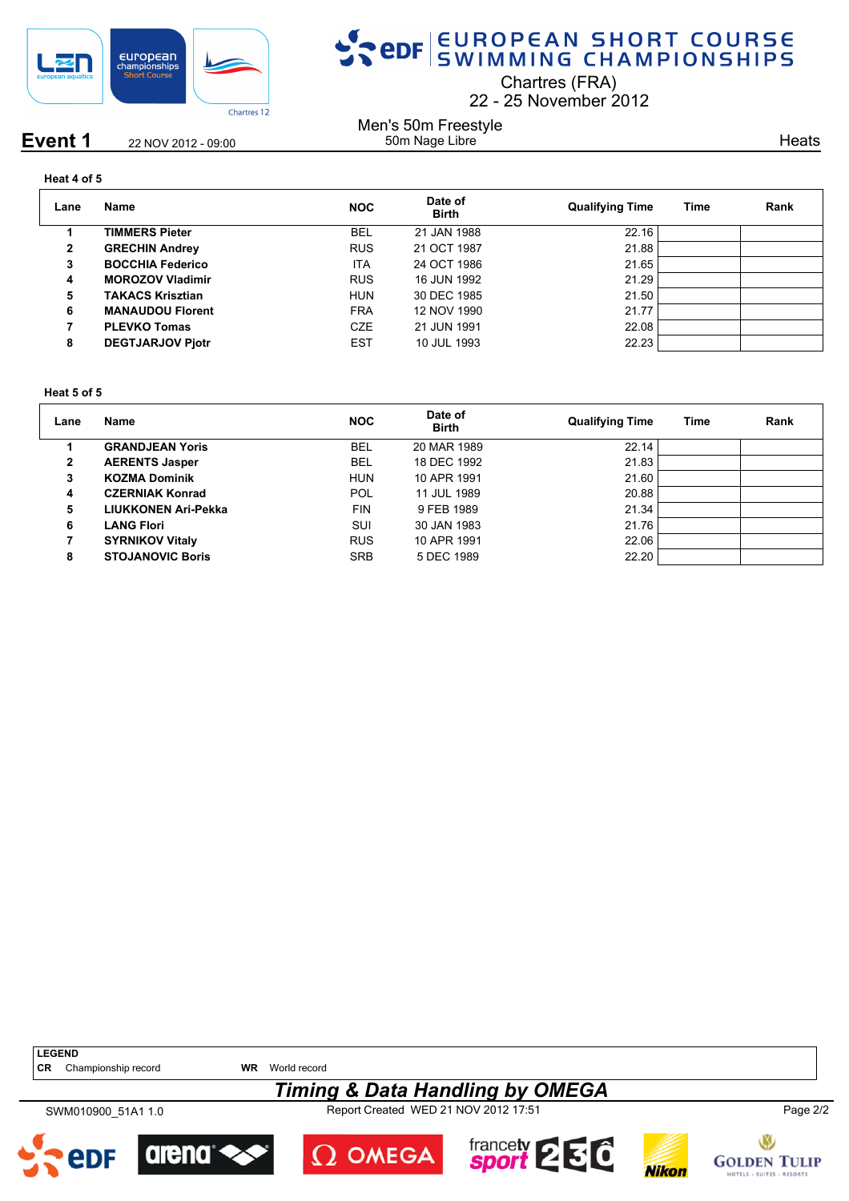# EUROPEAN SHORT COURSE SWIMMING CHAMPIONSHIPS

Chartres (FRA)
22 - 25 November 2012

**Event 1** 22 NOV 2012 - 09:00

Men's 50m Freestyle
50m Nage Libre

Heats

**Heat 4 of 5**

| Lane | Name | NOC | Date of Birth | Qualifying Time | Time | Rank |
|---|---|---|---|---|---|---|
| 1 | **TIMMERS Pieter** | BEL | 21 JAN 1988 | 22.16 | | |
| 2 | **GRECHIN Andrey** | RUS | 21 OCT 1987 | 21.88 | | |
| 3 | **BOCCHIA Federico** | ITA | 24 OCT 1986 | 21.65 | | |
| 4 | **MOROZOV Vladimir** | RUS | 16 JUN 1992 | 21.29 | | |
| 5 | **TAKACS Krisztian** | HUN | 30 DEC 1985 | 21.50 | | |
| 6 | **MANAUDOU Florent** | FRA | 12 NOV 1990 | 21.77 | | |
| 7 | **PLEVKO Tomas** | CZE | 21 JUN 1991 | 22.08 | | |
| 8 | **DEGTJARJOV Pjotr** | EST | 10 JUL 1993 | 22.23 | | |

**Heat 5 of 5**

| Lane | Name | NOC | Date of Birth | Qualifying Time | Time | Rank |
|---|---|---|---|---|---|---|
| 1 | **GRANDJEAN Yoris** | BEL | 20 MAR 1989 | 22.14 | | |
| 2 | **AERENTS Jasper** | BEL | 18 DEC 1992 | 21.83 | | |
| 3 | **KOZMA Dominik** | HUN | 10 APR 1991 | 21.60 | | |
| 4 | **CZERNIAK Konrad** | POL | 11 JUL 1989 | 20.88 | | |
| 5 | **LIUKKONEN Ari-Pekka** | FIN | 9 FEB 1989 | 21.34 | | |
| 6 | **LANG Flori** | SUI | 30 JAN 1983 | 21.76 | | |
| 7 | **SYRNIKOV Vitaly** | RUS | 10 APR 1991 | 22.06 | | |
| 8 | **STOJANOVIC Boris** | SRB | 5 DEC 1989 | 22.20 | | |

**LEGEND**
**CR** Championship record **WR** World record

*Timing & Data Handling by OMEGA*

SWM010900_51A1 1.0 Report Created WED 21 NOV 2012 17:51